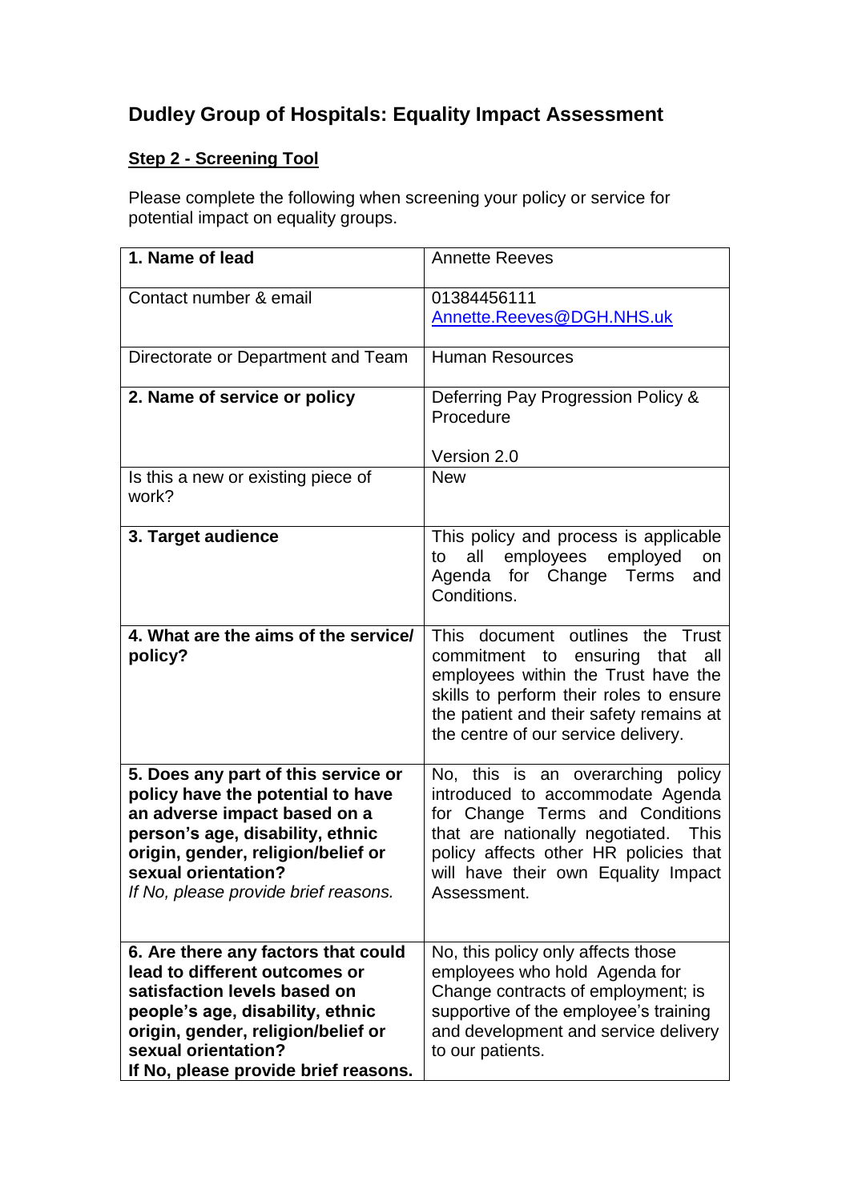# Dudley Group of Hospitals: Equality Impact Assessment

## Step 2 - Screening Tool

Please complete the following when screening your policy or service for potential impact on equality groups.

| | |
|---|---|
| **1. Name of lead** | Annette Reeves |
| Contact number & email | 01384456111<br>Annette.Reeves@DGH.NHS.uk |
| Directorate or Department and Team | Human Resources |
| **2. Name of service or policy** | Deferring Pay Progression Policy & Procedure<br><br>Version 2.0 |
| Is this a new or existing piece of work? | New |
| **3. Target audience** | This policy and process is applicable to all employees employed on Agenda for Change Terms and Conditions. |
| **4. What are the aims of the service/ policy?** | This document outlines the Trust commitment to ensuring that all employees within the Trust have the skills to perform their roles to ensure the patient and their safety remains at the centre of our service delivery. |
| **5. Does any part of this service or policy have the potential to have an adverse impact based on a person's age, disability, ethnic origin, gender, religion/belief or sexual orientation?**<br>*If No, please provide brief reasons.* | No, this is an overarching policy introduced to accommodate Agenda for Change Terms and Conditions that are nationally negotiated. This policy affects other HR policies that will have their own Equality Impact Assessment. |
| **6. Are there any factors that could lead to different outcomes or satisfaction levels based on people's age, disability, ethnic origin, gender, religion/belief or sexual orientation?**<br>**If No, please provide brief reasons.** | No, this policy only affects those employees who hold Agenda for Change contracts of employment; is supportive of the employee's training and development and service delivery to our patients. |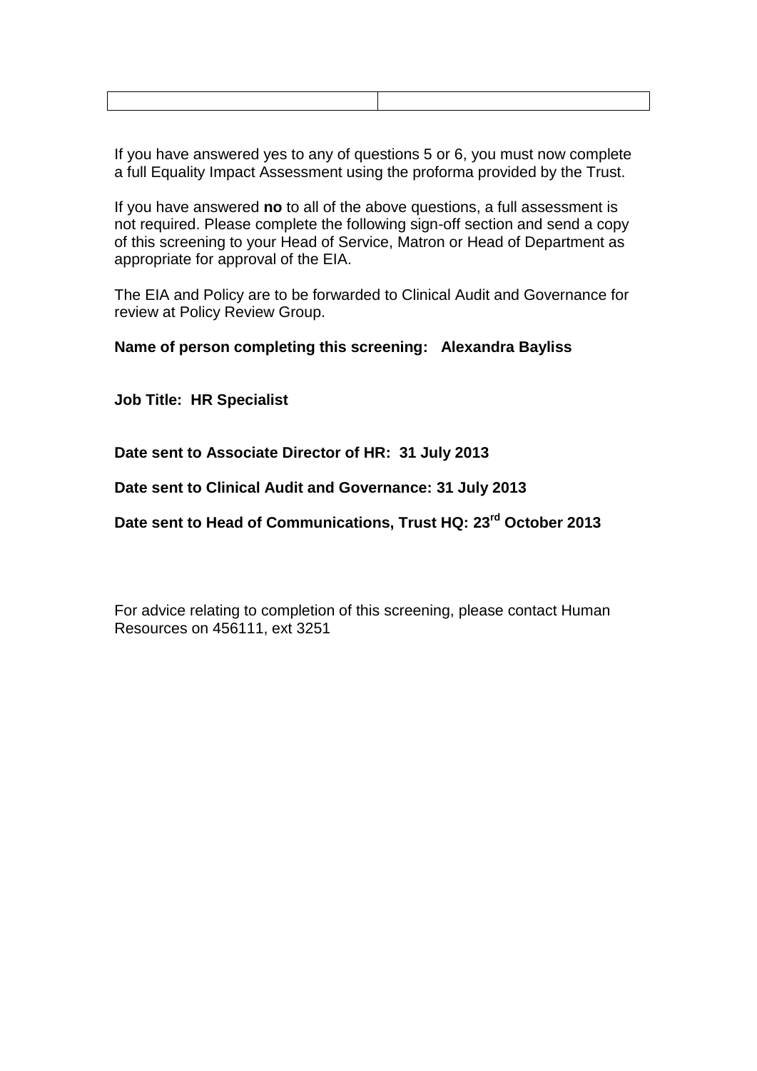| | |
|---|---|

If you have answered yes to any of questions 5 or 6, you must now complete a full Equality Impact Assessment using the proforma provided by the Trust.

If you have answered **no** to all of the above questions, a full assessment is not required. Please complete the following sign-off section and send a copy of this screening to your Head of Service, Matron or Head of Department as appropriate for approval of the EIA.

The EIA and Policy are to be forwarded to Clinical Audit and Governance for review at Policy Review Group.

**Name of person completing this screening: Alexandra Bayliss**

**Job Title: HR Specialist**

**Date sent to Associate Director of HR: 31 July 2013**

**Date sent to Clinical Audit and Governance: 31 July 2013**

**Date sent to Head of Communications, Trust HQ: 23rd October 2013**

For advice relating to completion of this screening, please contact Human Resources on 456111, ext 3251